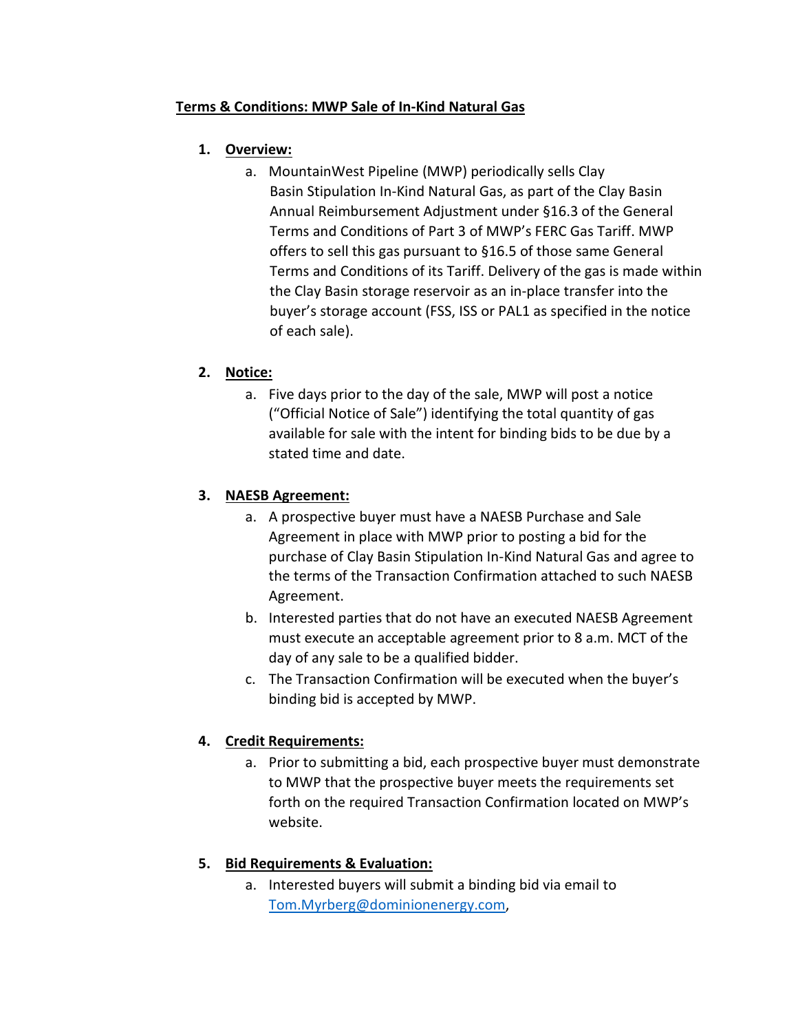**Terms & Conditions: MWP Sale of In-Kind Natural Gas**

1. **Overview:**
   a. MountainWest Pipeline (MWP) periodically sells Clay Basin Stipulation In-Kind Natural Gas, as part of the Clay Basin Annual Reimbursement Adjustment under §16.3 of the General Terms and Conditions of Part 3 of MWP's FERC Gas Tariff. MWP offers to sell this gas pursuant to §16.5 of those same General Terms and Conditions of its Tariff. Delivery of the gas is made within the Clay Basin storage reservoir as an in-place transfer into the buyer's storage account (FSS, ISS or PAL1 as specified in the notice of each sale).

2. **Notice:**
   a. Five days prior to the day of the sale, MWP will post a notice ("Official Notice of Sale") identifying the total quantity of gas available for sale with the intent for binding bids to be due by a stated time and date.

3. **NAESB Agreement:**
   a. A prospective buyer must have a NAESB Purchase and Sale Agreement in place with MWP prior to posting a bid for the purchase of Clay Basin Stipulation In-Kind Natural Gas and agree to the terms of the Transaction Confirmation attached to such NAESB Agreement.
   b. Interested parties that do not have an executed NAESB Agreement must execute an acceptable agreement prior to 8 a.m. MCT of the day of any sale to be a qualified bidder.
   c. The Transaction Confirmation will be executed when the buyer's binding bid is accepted by MWP.

4. **Credit Requirements:**
   a. Prior to submitting a bid, each prospective buyer must demonstrate to MWP that the prospective buyer meets the requirements set forth on the required Transaction Confirmation located on MWP's website.

5. **Bid Requirements & Evaluation:**
   a. Interested buyers will submit a binding bid via email to Tom.Myrberg@dominionenergy.com,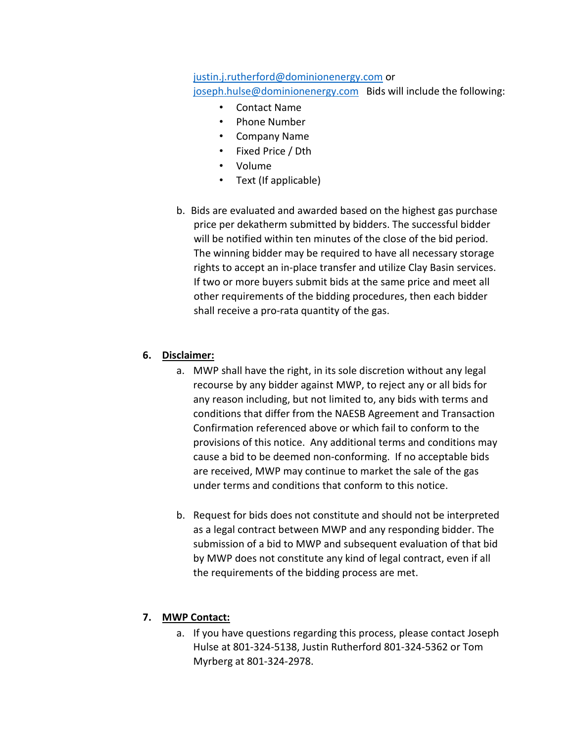justin.j.rutherford@dominionenergy.com or joseph.hulse@dominionenergy.com Bids will include the following:

- Contact Name
- Phone Number
- Company Name
- Fixed Price / Dth
- Volume
- Text (If applicable)

b. Bids are evaluated and awarded based on the highest gas purchase price per dekatherm submitted by bidders. The successful bidder will be notified within ten minutes of the close of the bid period. The winning bidder may be required to have all necessary storage rights to accept an in-place transfer and utilize Clay Basin services. If two or more buyers submit bids at the same price and meet all other requirements of the bidding procedures, then each bidder shall receive a pro-rata quantity of the gas.

6. **Disclaimer:**

   a. MWP shall have the right, in its sole discretion without any legal recourse by any bidder against MWP, to reject any or all bids for any reason including, but not limited to, any bids with terms and conditions that differ from the NAESB Agreement and Transaction Confirmation referenced above or which fail to conform to the provisions of this notice. Any additional terms and conditions may cause a bid to be deemed non-conforming. If no acceptable bids are received, MWP may continue to market the sale of the gas under terms and conditions that conform to this notice.

   b. Request for bids does not constitute and should not be interpreted as a legal contract between MWP and any responding bidder. The submission of a bid to MWP and subsequent evaluation of that bid by MWP does not constitute any kind of legal contract, even if all the requirements of the bidding process are met.

7. **MWP Contact:**

   a. If you have questions regarding this process, please contact Joseph Hulse at 801-324-5138, Justin Rutherford 801-324-5362 or Tom Myrberg at 801-324-2978.